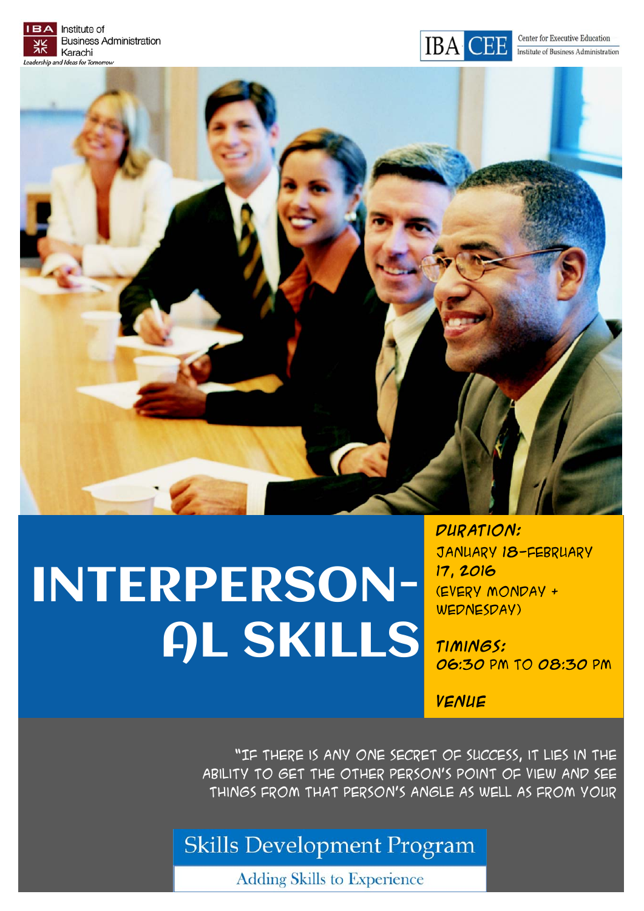IBA Institute of Business Administration Karachi

*Leadership and Ideas for Tomorrow*

IBA CEE Center for Executive Education, Institute of Business Administration

# INTERPERSON-AL SKILLS

**DURATION:**
JANUARY 18-FEBRUARY 17, 2016
(EVERY MONDAY + WEDNESDAY)

**TIMINGS:**
06:30 PM TO 08:30 PM

**VENUE**

"IF THERE IS ANY ONE SECRET OF SUCCESS, IT LIES IN THE ABILITY TO GET THE OTHER PERSON'S POINT OF VIEW AND SEE THINGS FROM THAT PERSON'S ANGLE AS WELL AS FROM YOUR

Skills Development Program

Adding Skills to Experience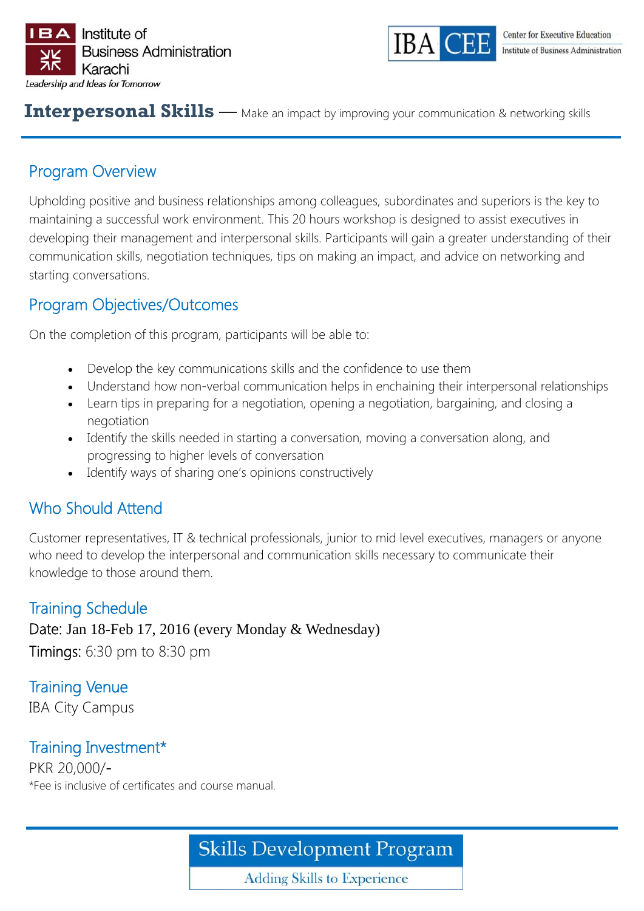IBA Institute of Business Administration Karachi
*Leadership and Ideas for Tomorrow*

IBA CEE Center for Executive Education, Institute of Business Administration

# Interpersonal Skills — Make an impact by improving your communication & networking skills

## Program Overview

Upholding positive and business relationships among colleagues, subordinates and superiors is the key to maintaining a successful work environment. This 20 hours workshop is designed to assist executives in developing their management and interpersonal skills. Participants will gain a greater understanding of their communication skills, negotiation techniques, tips on making an impact, and advice on networking and starting conversations.

## Program Objectives/Outcomes

On the completion of this program, participants will be able to:

- Develop the key communications skills and the confidence to use them
- Understand how non-verbal communication helps in enchaining their interpersonal relationships
- Learn tips in preparing for a negotiation, opening a negotiation, bargaining, and closing a negotiation
- Identify the skills needed in starting a conversation, moving a conversation along, and progressing to higher levels of conversation
- Identify ways of sharing one's opinions constructively

## Who Should Attend

Customer representatives, IT & technical professionals, junior to mid level executives, managers or anyone who need to develop the interpersonal and communication skills necessary to communicate their knowledge to those around them.

## Training Schedule

Date: Jan 18-Feb 17, 2016 (every Monday & Wednesday)

Timings: 6:30 pm to 8:30 pm

## Training Venue

IBA City Campus

## Training Investment*

PKR 20,000/-

*Fee is inclusive of certificates and course manual.

**Skills Development Program**
Adding Skills to Experience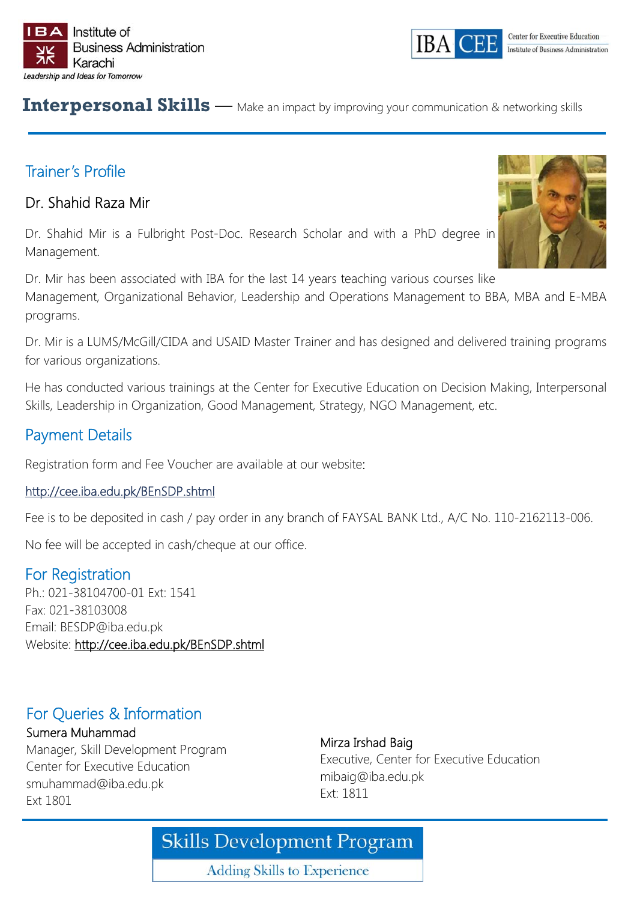IBA Institute of Business Administration Karachi
*Leadership and Ideas for Tomorrow*

IBA CEE Center for Executive Education, Institute of Business Administration

# Interpersonal Skills — Make an impact by improving your communication & networking skills

## Trainer's Profile

### Dr. Shahid Raza Mir

Dr. Shahid Mir is a Fulbright Post-Doc. Research Scholar and with a PhD degree in Management.

Dr. Mir has been associated with IBA for the last 14 years teaching various courses like Management, Organizational Behavior, Leadership and Operations Management to BBA, MBA and E-MBA programs.

Dr. Mir is a LUMS/McGill/CIDA and USAID Master Trainer and has designed and delivered training programs for various organizations.

He has conducted various trainings at the Center for Executive Education on Decision Making, Interpersonal Skills, Leadership in Organization, Good Management, Strategy, NGO Management, etc.

## Payment Details

Registration form and Fee Voucher are available at our website:

http://cee.iba.edu.pk/BEnSDP.shtml

Fee is to be deposited in cash / pay order in any branch of FAYSAL BANK Ltd., A/C No. 110-2162113-006.

No fee will be accepted in cash/cheque at our office.

## For Registration

Ph.: 021-38104700-01 Ext: 1541
Fax: 021-38103008
Email: BESDP@iba.edu.pk
Website: http://cee.iba.edu.pk/BEnSDP.shtml

## For Queries & Information

Sumera Muhammad
Manager, Skill Development Program
Center for Executive Education
smuhammad@iba.edu.pk
Ext 1801

Mirza Irshad Baig
Executive, Center for Executive Education
mibaig@iba.edu.pk
Ext: 1811

**Skills Development Program**
Adding Skills to Experience